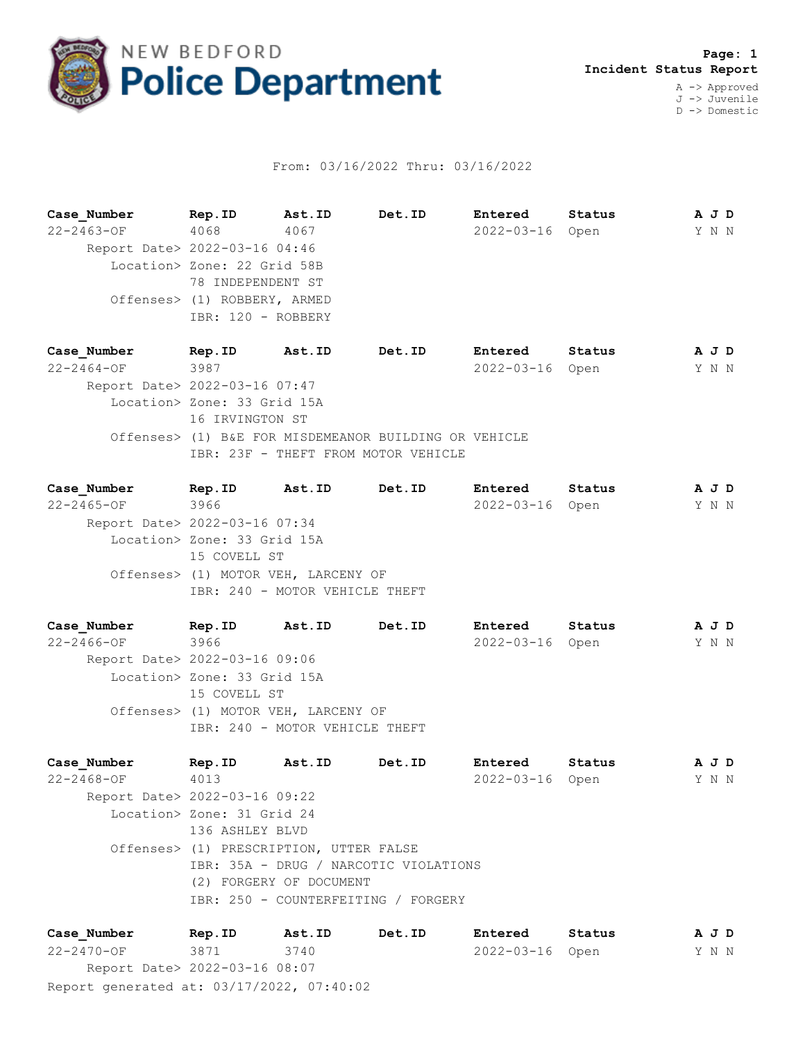# NEW BEDFORD Police Department

**Page: 1**
**Incident Status Report**

A -> Approved
J -> Juvenile
D -> Domestic

From: 03/16/2022 Thru: 03/16/2022

| Case_Number | Rep.ID | Ast.ID | Det.ID | Entered | Status | A | J | D |
|---|---|---|---|---|---|---|---|---|
| 22-2463-OF | 4068 | 4067 | | 2022-03-16 | Open | Y | N | N |

Report Date> 2022-03-16 04:46
Location> Zone: 22 Grid 58B
78 INDEPENDENT ST
Offenses> (1) ROBBERY, ARMED
IBR: 120 - ROBBERY

| Case_Number | Rep.ID | Ast.ID | Det.ID | Entered | Status | A | J | D |
|---|---|---|---|---|---|---|---|---|
| 22-2464-OF | 3987 | | | 2022-03-16 | Open | Y | N | N |

Report Date> 2022-03-16 07:47
Location> Zone: 33 Grid 15A
16 IRVINGTON ST
Offenses> (1) B&E FOR MISDEMEANOR BUILDING OR VEHICLE
IBR: 23F - THEFT FROM MOTOR VEHICLE

| Case_Number | Rep.ID | Ast.ID | Det.ID | Entered | Status | A | J | D |
|---|---|---|---|---|---|---|---|---|
| 22-2465-OF | 3966 | | | 2022-03-16 | Open | Y | N | N |

Report Date> 2022-03-16 07:34
Location> Zone: 33 Grid 15A
15 COVELL ST
Offenses> (1) MOTOR VEH, LARCENY OF
IBR: 240 - MOTOR VEHICLE THEFT

| Case_Number | Rep.ID | Ast.ID | Det.ID | Entered | Status | A | J | D |
|---|---|---|---|---|---|---|---|---|
| 22-2466-OF | 3966 | | | 2022-03-16 | Open | Y | N | N |

Report Date> 2022-03-16 09:06
Location> Zone: 33 Grid 15A
15 COVELL ST
Offenses> (1) MOTOR VEH, LARCENY OF
IBR: 240 - MOTOR VEHICLE THEFT

| Case_Number | Rep.ID | Ast.ID | Det.ID | Entered | Status | A | J | D |
|---|---|---|---|---|---|---|---|---|
| 22-2468-OF | 4013 | | | 2022-03-16 | Open | Y | N | N |

Report Date> 2022-03-16 09:22
Location> Zone: 31 Grid 24
136 ASHLEY BLVD
Offenses> (1) PRESCRIPTION, UTTER FALSE
IBR: 35A - DRUG / NARCOTIC VIOLATIONS
(2) FORGERY OF DOCUMENT
IBR: 250 - COUNTERFEITING / FORGERY

| Case_Number | Rep.ID | Ast.ID | Det.ID | Entered | Status | A | J | D |
|---|---|---|---|---|---|---|---|---|
| 22-2470-OF | 3871 | 3740 | | 2022-03-16 | Open | Y | N | N |

Report Date> 2022-03-16 08:07

Report generated at: 03/17/2022, 07:40:02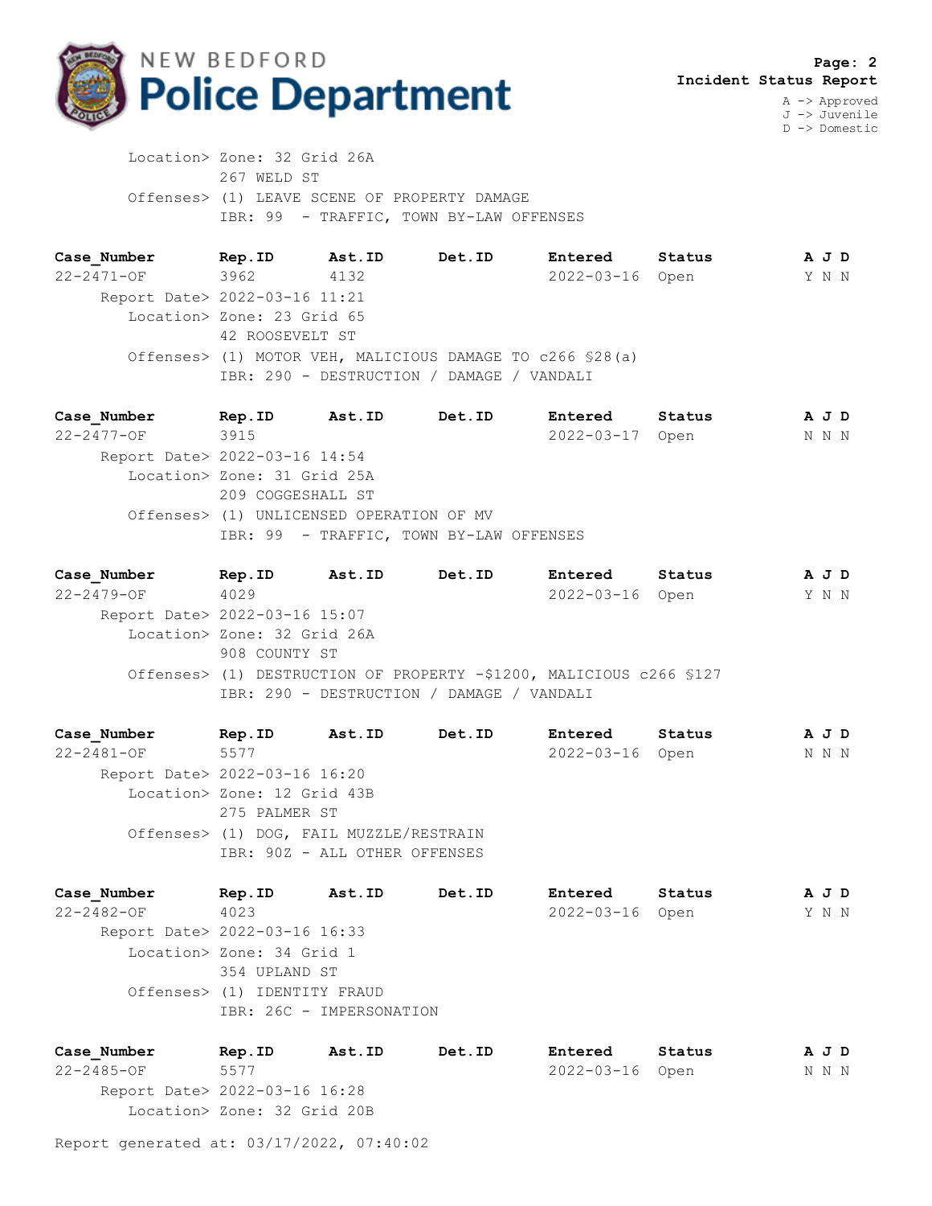Location> Zone: 32 Grid 26A
267 WELD ST
Offenses> (1) LEAVE SCENE OF PROPERTY DAMAGE
IBR: 99 - TRAFFIC, TOWN BY-LAW OFFENSES

| Case_Number | Rep.ID | Ast.ID | Det.ID | Entered | Status | A J D |
|---|---|---|---|---|---|---|
| 22-2471-OF | 3962 | 4132 | | 2022-03-16 | Open | Y N N |

Report Date> 2022-03-16 11:21
Location> Zone: 23 Grid 65
42 ROOSEVELT ST
Offenses> (1) MOTOR VEH, MALICIOUS DAMAGE TO c266 §28(a)
IBR: 290 - DESTRUCTION / DAMAGE / VANDALI

| Case_Number | Rep.ID | Ast.ID | Det.ID | Entered | Status | A J D |
|---|---|---|---|---|---|---|
| 22-2477-OF | 3915 | | | 2022-03-17 | Open | N N N |

Report Date> 2022-03-16 14:54
Location> Zone: 31 Grid 25A
209 COGGESHALL ST
Offenses> (1) UNLICENSED OPERATION OF MV
IBR: 99 - TRAFFIC, TOWN BY-LAW OFFENSES

| Case_Number | Rep.ID | Ast.ID | Det.ID | Entered | Status | A J D |
|---|---|---|---|---|---|---|
| 22-2479-OF | 4029 | | | 2022-03-16 | Open | Y N N |

Report Date> 2022-03-16 15:07
Location> Zone: 32 Grid 26A
908 COUNTY ST
Offenses> (1) DESTRUCTION OF PROPERTY -$1200, MALICIOUS c266 §127
IBR: 290 - DESTRUCTION / DAMAGE / VANDALI

| Case_Number | Rep.ID | Ast.ID | Det.ID | Entered | Status | A J D |
|---|---|---|---|---|---|---|
| 22-2481-OF | 5577 | | | 2022-03-16 | Open | N N N |

Report Date> 2022-03-16 16:20
Location> Zone: 12 Grid 43B
275 PALMER ST
Offenses> (1) DOG, FAIL MUZZLE/RESTRAIN
IBR: 90Z - ALL OTHER OFFENSES

| Case_Number | Rep.ID | Ast.ID | Det.ID | Entered | Status | A J D |
|---|---|---|---|---|---|---|
| 22-2482-OF | 4023 | | | 2022-03-16 | Open | Y N N |

Report Date> 2022-03-16 16:33
Location> Zone: 34 Grid 1
354 UPLAND ST
Offenses> (1) IDENTITY FRAUD
IBR: 26C - IMPERSONATION

| Case_Number | Rep.ID | Ast.ID | Det.ID | Entered | Status | A J D |
|---|---|---|---|---|---|---|
| 22-2485-OF | 5577 | | | 2022-03-16 | Open | N N N |

Report Date> 2022-03-16 16:28
Location> Zone: 32 Grid 20B

Report generated at: 03/17/2022, 07:40:02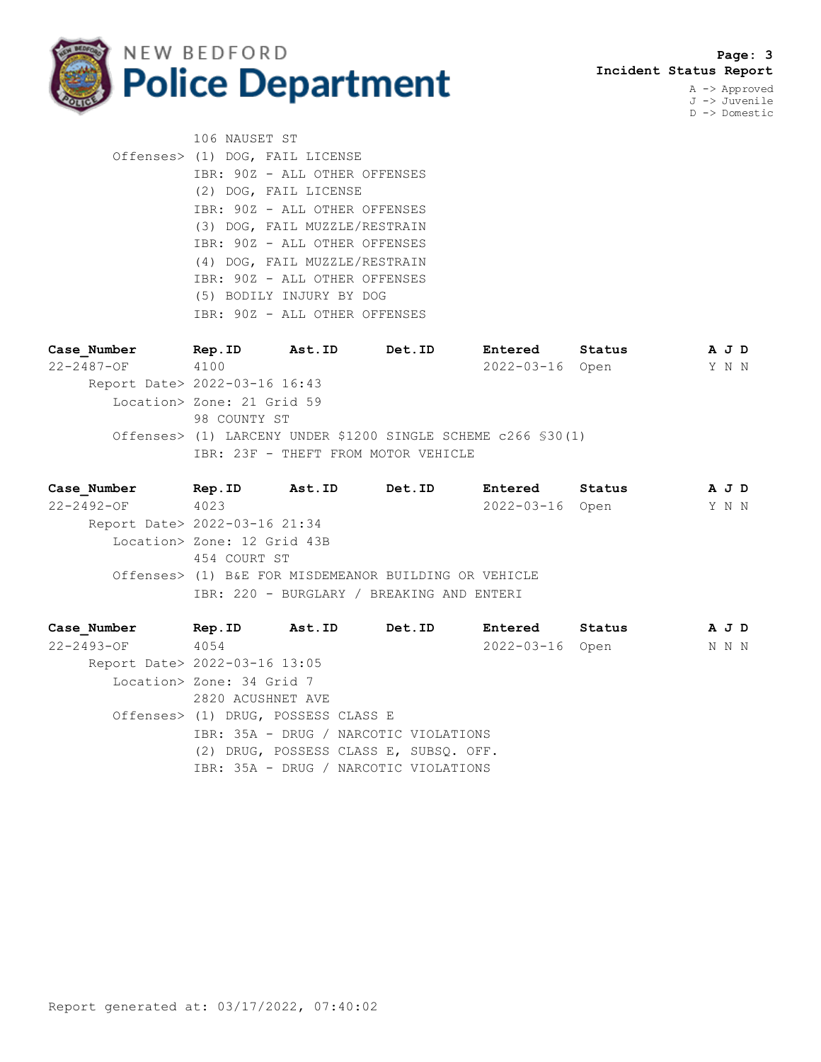NEW BEDFORD **Police Department**

**Incident Status Report**

A -> Approved
J -> Juvenile
D -> Domestic

106 NAUSET ST

Offenses> (1) DOG, FAIL LICENSE
IBR: 90Z - ALL OTHER OFFENSES
(2) DOG, FAIL LICENSE
IBR: 90Z - ALL OTHER OFFENSES
(3) DOG, FAIL MUZZLE/RESTRAIN
IBR: 90Z - ALL OTHER OFFENSES
(4) DOG, FAIL MUZZLE/RESTRAIN
IBR: 90Z - ALL OTHER OFFENSES
(5) BODILY INJURY BY DOG
IBR: 90Z - ALL OTHER OFFENSES

| Case_Number | Rep.ID | Ast.ID | Det.ID | Entered | Status | A J D |
|---|---|---|---|---|---|---|
| 22-2487-OF | 4100 | | | 2022-03-16 | Open | Y N N |

Report Date> 2022-03-16 16:43
Location> Zone: 21 Grid 59
98 COUNTY ST
Offenses> (1) LARCENY UNDER $1200 SINGLE SCHEME c266 §30(1)
IBR: 23F - THEFT FROM MOTOR VEHICLE

| Case_Number | Rep.ID | Ast.ID | Det.ID | Entered | Status | A J D |
|---|---|---|---|---|---|---|
| 22-2492-OF | 4023 | | | 2022-03-16 | Open | Y N N |

Report Date> 2022-03-16 21:34
Location> Zone: 12 Grid 43B
454 COURT ST
Offenses> (1) B&E FOR MISDEMEANOR BUILDING OR VEHICLE
IBR: 220 - BURGLARY / BREAKING AND ENTERI

| Case_Number | Rep.ID | Ast.ID | Det.ID | Entered | Status | A J D |
|---|---|---|---|---|---|---|
| 22-2493-OF | 4054 | | | 2022-03-16 | Open | N N N |

Report Date> 2022-03-16 13:05
Location> Zone: 34 Grid 7
2820 ACUSHNET AVE
Offenses> (1) DRUG, POSSESS CLASS E
IBR: 35A - DRUG / NARCOTIC VIOLATIONS
(2) DRUG, POSSESS CLASS E, SUBSQ. OFF.
IBR: 35A - DRUG / NARCOTIC VIOLATIONS

Report generated at: 03/17/2022, 07:40:02